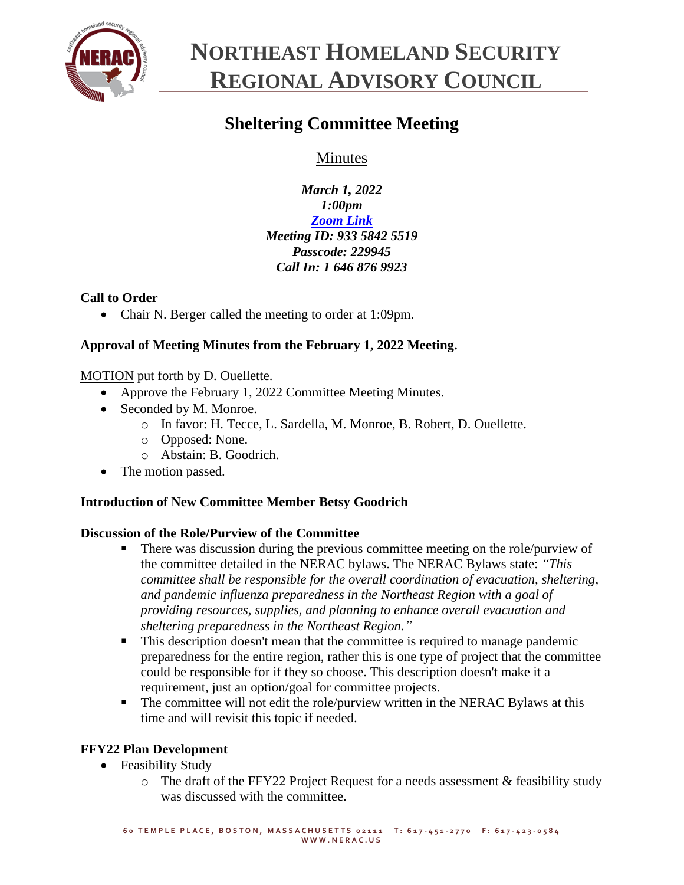# NORTHEAST HOMELAND SECURITY REGIONAL ADVISORY COUNCIL

## Sheltering Committee Meeting

Minutes

***March 1, 2022***
***1:00pm***
***[Zoom Link]()***
***Meeting ID: 933 5842 5519***
***Passcode: 229945***
***Call In: 1 646 876 9923***

**Call to Order**

- Chair N. Berger called the meeting to order at 1:09pm.

**Approval of Meeting Minutes from the February 1, 2022 Meeting.**

MOTION put forth by D. Ouellette.

- Approve the February 1, 2022 Committee Meeting Minutes.
- Seconded by M. Monroe.
  - In favor: H. Tecce, L. Sardella, M. Monroe, B. Robert, D. Ouellette.
  - Opposed: None.
  - Abstain: B. Goodrich.
- The motion passed.

**Introduction of New Committee Member Betsy Goodrich**

**Discussion of the Role/Purview of the Committee**

- There was discussion during the previous committee meeting on the role/purview of the committee detailed in the NERAC bylaws. The NERAC Bylaws state: *"This committee shall be responsible for the overall coordination of evacuation, sheltering, and pandemic influenza preparedness in the Northeast Region with a goal of providing resources, supplies, and planning to enhance overall evacuation and sheltering preparedness in the Northeast Region."*
- This description doesn't mean that the committee is required to manage pandemic preparedness for the entire region, rather this is one type of project that the committee could be responsible for if they so choose. This description doesn't make it a requirement, just an option/goal for committee projects.
- The committee will not edit the role/purview written in the NERAC Bylaws at this time and will revisit this topic if needed.

**FFY22 Plan Development**

- Feasibility Study
  - The draft of the FFY22 Project Request for a needs assessment & feasibility study was discussed with the committee.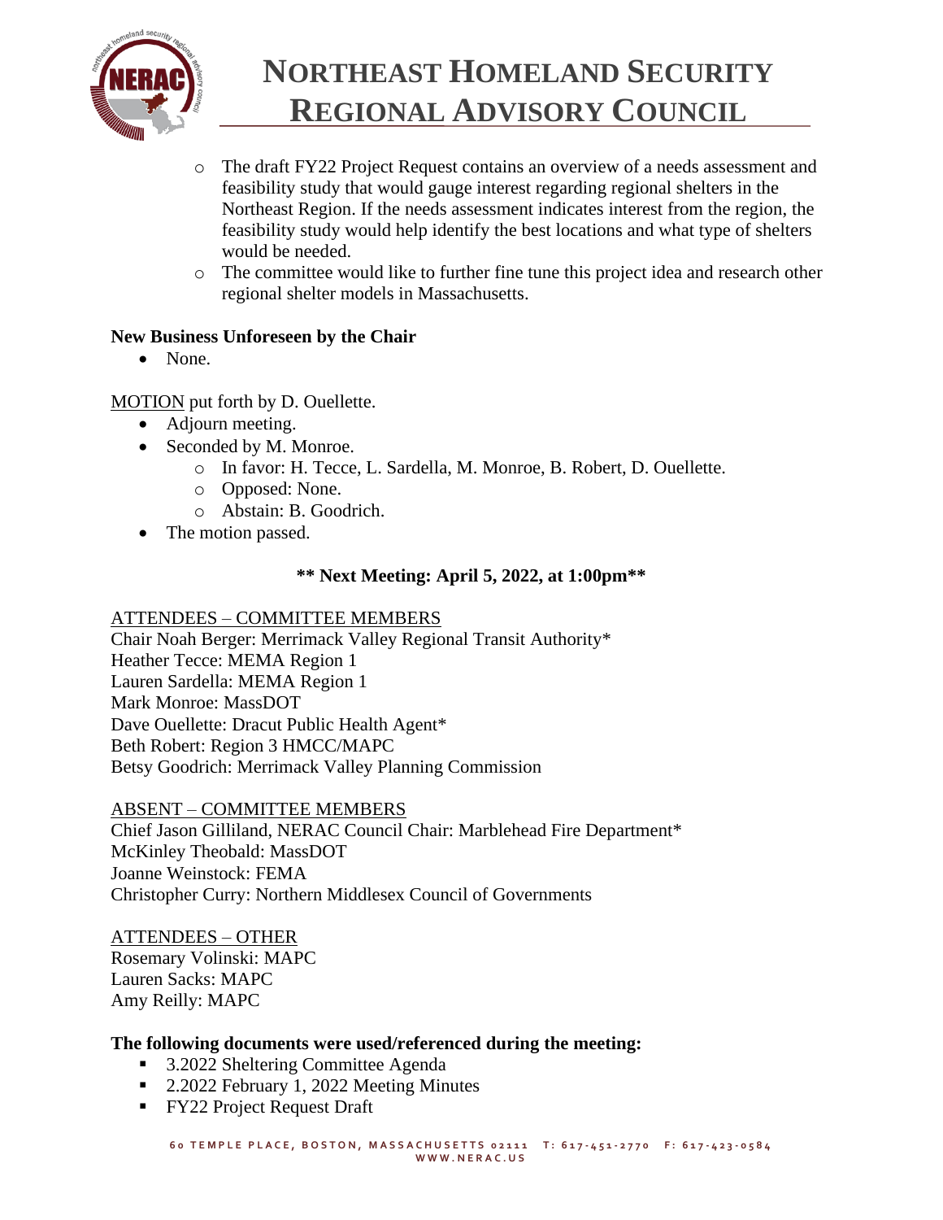- The draft FY22 Project Request contains an overview of a needs assessment and feasibility study that would gauge interest regarding regional shelters in the Northeast Region. If the needs assessment indicates interest from the region, the feasibility study would help identify the best locations and what type of shelters would be needed.
- The committee would like to further fine tune this project idea and research other regional shelter models in Massachusetts.

**New Business Unforeseen by the Chair**

- None.

MOTION put forth by D. Ouellette.

- Adjourn meeting.
- Seconded by M. Monroe.
  - In favor: H. Tecce, L. Sardella, M. Monroe, B. Robert, D. Ouellette.
  - Opposed: None.
  - Abstain: B. Goodrich.
- The motion passed.

**\*\* Next Meeting: April 5, 2022, at 1:00pm\*\***

ATTENDEES – COMMITTEE MEMBERS
Chair Noah Berger: Merrimack Valley Regional Transit Authority*
Heather Tecce: MEMA Region 1
Lauren Sardella: MEMA Region 1
Mark Monroe: MassDOT
Dave Ouellette: Dracut Public Health Agent*
Beth Robert: Region 3 HMCC/MAPC
Betsy Goodrich: Merrimack Valley Planning Commission

ABSENT – COMMITTEE MEMBERS
Chief Jason Gilliland, NERAC Council Chair: Marblehead Fire Department*
McKinley Theobald: MassDOT
Joanne Weinstock: FEMA
Christopher Curry: Northern Middlesex Council of Governments

ATTENDEES – OTHER
Rosemary Volinski: MAPC
Lauren Sacks: MAPC
Amy Reilly: MAPC

**The following documents were used/referenced during the meeting:**

- 3.2022 Sheltering Committee Agenda
- 2.2022 February 1, 2022 Meeting Minutes
- FY22 Project Request Draft